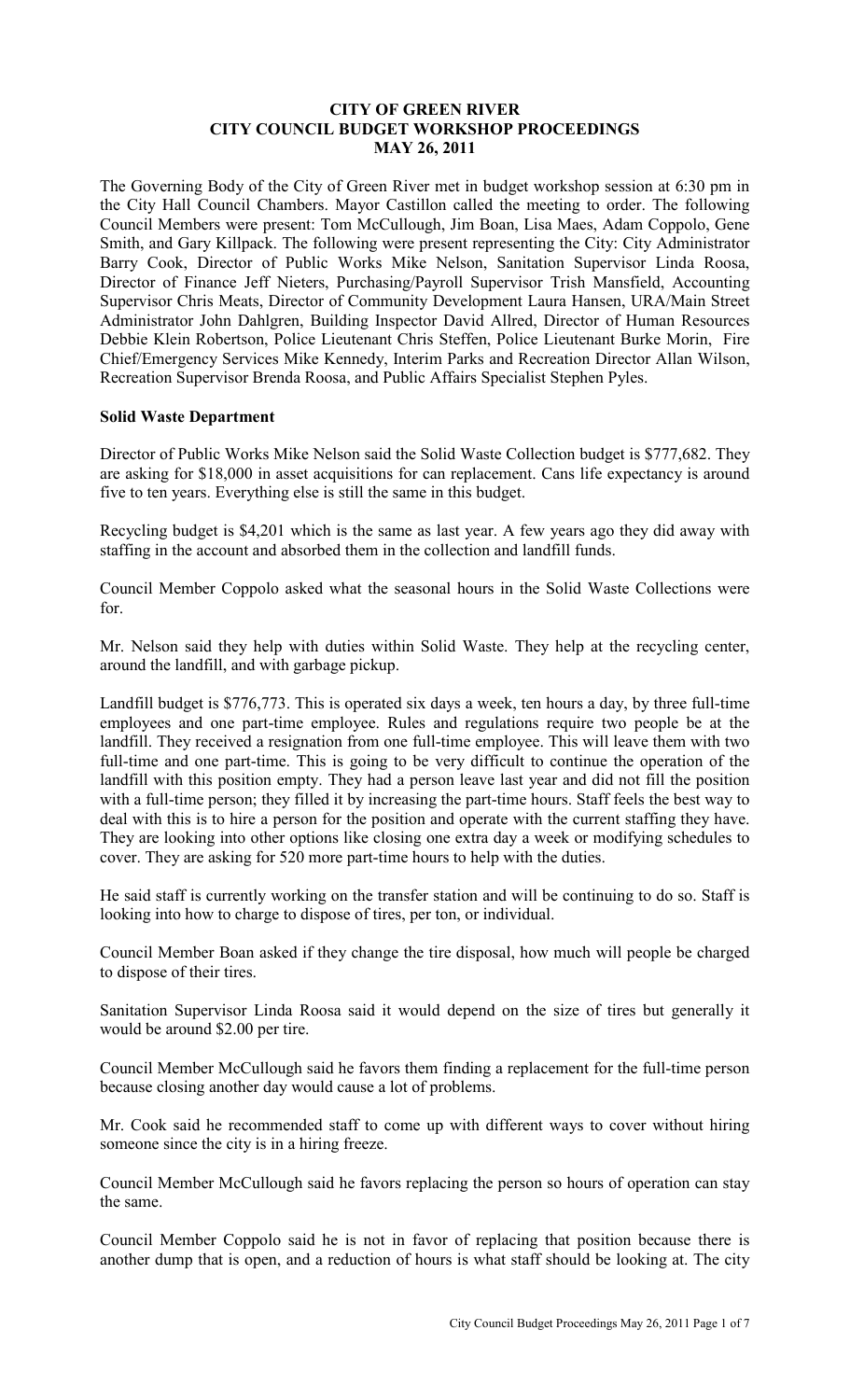# CITY OF GREEN RIVER
## CITY COUNCIL BUDGET WORKSHOP PROCEEDINGS
## MAY 26, 2011

The Governing Body of the City of Green River met in budget workshop session at 6:30 pm in the City Hall Council Chambers. Mayor Castillon called the meeting to order. The following Council Members were present: Tom McCullough, Jim Boan, Lisa Maes, Adam Coppolo, Gene Smith, and Gary Killpack. The following were present representing the City: City Administrator Barry Cook, Director of Public Works Mike Nelson, Sanitation Supervisor Linda Roosa, Director of Finance Jeff Nieters, Purchasing/Payroll Supervisor Trish Mansfield, Accounting Supervisor Chris Meats, Director of Community Development Laura Hansen, URA/Main Street Administrator John Dahlgren, Building Inspector David Allred, Director of Human Resources Debbie Klein Robertson, Police Lieutenant Chris Steffen, Police Lieutenant Burke Morin, Fire Chief/Emergency Services Mike Kennedy, Interim Parks and Recreation Director Allan Wilson, Recreation Supervisor Brenda Roosa, and Public Affairs Specialist Stephen Pyles.

**Solid Waste Department**

Director of Public Works Mike Nelson said the Solid Waste Collection budget is $777,682. They are asking for $18,000 in asset acquisitions for can replacement. Cans life expectancy is around five to ten years. Everything else is still the same in this budget.

Recycling budget is $4,201 which is the same as last year. A few years ago they did away with staffing in the account and absorbed them in the collection and landfill funds.

Council Member Coppolo asked what the seasonal hours in the Solid Waste Collections were for.

Mr. Nelson said they help with duties within Solid Waste. They help at the recycling center, around the landfill, and with garbage pickup.

Landfill budget is $776,773. This is operated six days a week, ten hours a day, by three full-time employees and one part-time employee. Rules and regulations require two people be at the landfill. They received a resignation from one full-time employee. This will leave them with two full-time and one part-time. This is going to be very difficult to continue the operation of the landfill with this position empty. They had a person leave last year and did not fill the position with a full-time person; they filled it by increasing the part-time hours. Staff feels the best way to deal with this is to hire a person for the position and operate with the current staffing they have. They are looking into other options like closing one extra day a week or modifying schedules to cover. They are asking for 520 more part-time hours to help with the duties.

He said staff is currently working on the transfer station and will be continuing to do so. Staff is looking into how to charge to dispose of tires, per ton, or individual.

Council Member Boan asked if they change the tire disposal, how much will people be charged to dispose of their tires.

Sanitation Supervisor Linda Roosa said it would depend on the size of tires but generally it would be around $2.00 per tire.

Council Member McCullough said he favors them finding a replacement for the full-time person because closing another day would cause a lot of problems.

Mr. Cook said he recommended staff to come up with different ways to cover without hiring someone since the city is in a hiring freeze.

Council Member McCullough said he favors replacing the person so hours of operation can stay the same.

Council Member Coppolo said he is not in favor of replacing that position because there is another dump that is open, and a reduction of hours is what staff should be looking at. The city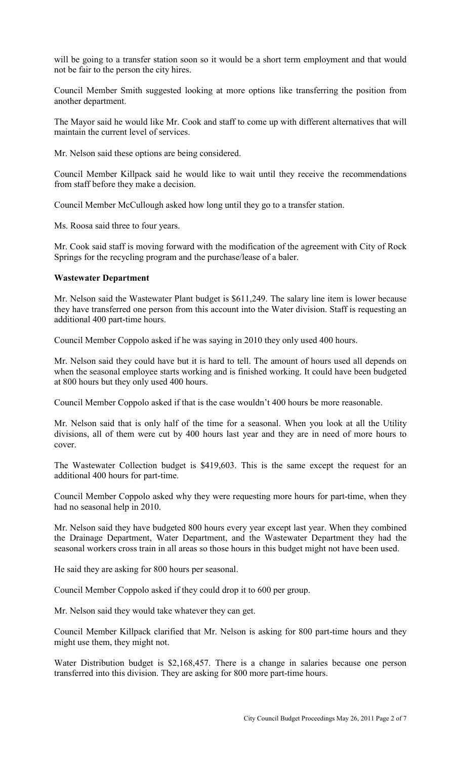will be going to a transfer station soon so it would be a short term employment and that would not be fair to the person the city hires.

Council Member Smith suggested looking at more options like transferring the position from another department.

The Mayor said he would like Mr. Cook and staff to come up with different alternatives that will maintain the current level of services.

Mr. Nelson said these options are being considered.

Council Member Killpack said he would like to wait until they receive the recommendations from staff before they make a decision.

Council Member McCullough asked how long until they go to a transfer station.

Ms. Roosa said three to four years.

Mr. Cook said staff is moving forward with the modification of the agreement with City of Rock Springs for the recycling program and the purchase/lease of a baler.

**Wastewater Department**

Mr. Nelson said the Wastewater Plant budget is $611,249. The salary line item is lower because they have transferred one person from this account into the Water division. Staff is requesting an additional 400 part-time hours.

Council Member Coppolo asked if he was saying in 2010 they only used 400 hours.

Mr. Nelson said they could have but it is hard to tell. The amount of hours used all depends on when the seasonal employee starts working and is finished working. It could have been budgeted at 800 hours but they only used 400 hours.

Council Member Coppolo asked if that is the case wouldn't 400 hours be more reasonable.

Mr. Nelson said that is only half of the time for a seasonal. When you look at all the Utility divisions, all of them were cut by 400 hours last year and they are in need of more hours to cover.

The Wastewater Collection budget is $419,603. This is the same except the request for an additional 400 hours for part-time.

Council Member Coppolo asked why they were requesting more hours for part-time, when they had no seasonal help in 2010.

Mr. Nelson said they have budgeted 800 hours every year except last year. When they combined the Drainage Department, Water Department, and the Wastewater Department they had the seasonal workers cross train in all areas so those hours in this budget might not have been used.

He said they are asking for 800 hours per seasonal.

Council Member Coppolo asked if they could drop it to 600 per group.

Mr. Nelson said they would take whatever they can get.

Council Member Killpack clarified that Mr. Nelson is asking for 800 part-time hours and they might use them, they might not.

Water Distribution budget is $2,168,457. There is a change in salaries because one person transferred into this division. They are asking for 800 more part-time hours.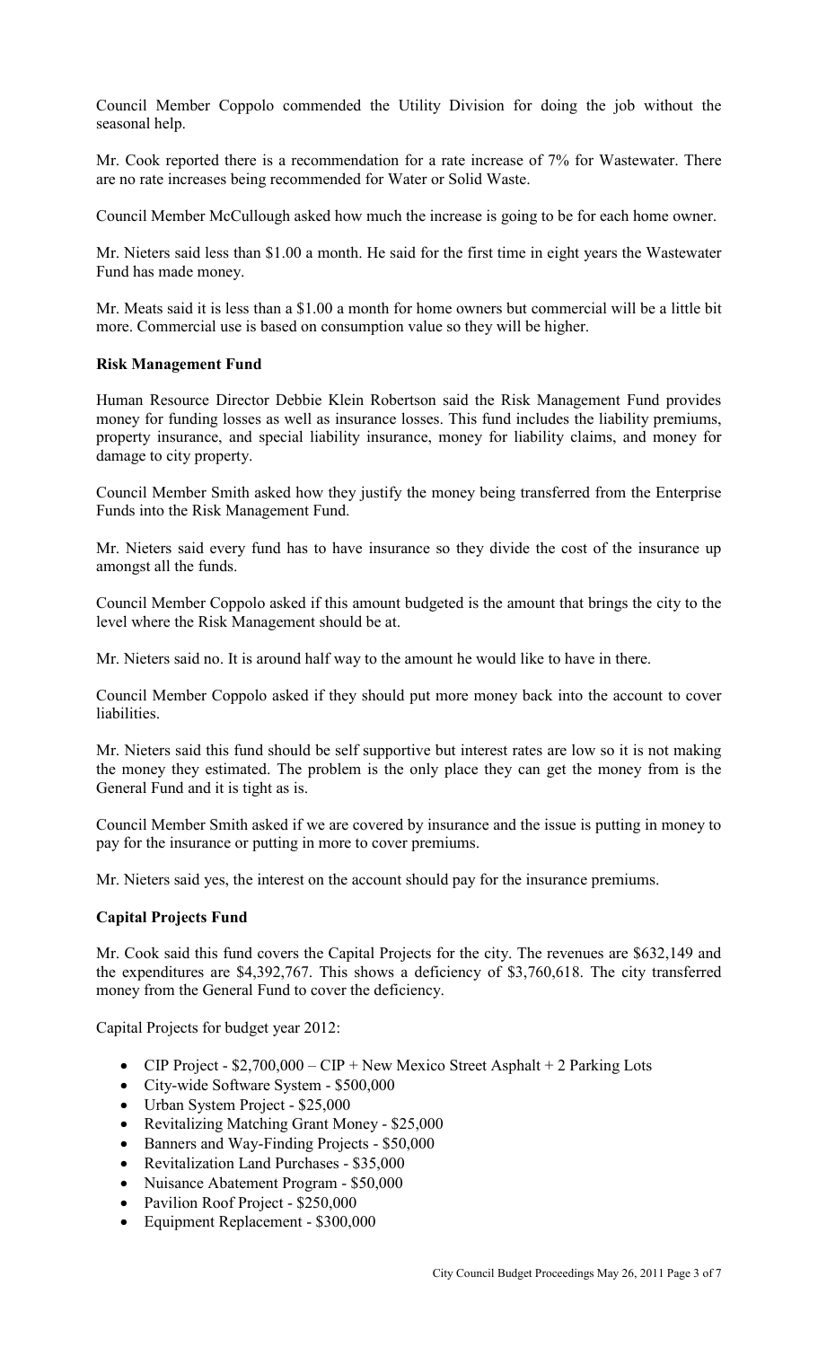Council Member Coppolo commended the Utility Division for doing the job without the seasonal help.

Mr. Cook reported there is a recommendation for a rate increase of 7% for Wastewater. There are no rate increases being recommended for Water or Solid Waste.

Council Member McCullough asked how much the increase is going to be for each home owner.

Mr. Nieters said less than $1.00 a month. He said for the first time in eight years the Wastewater Fund has made money.

Mr. Meats said it is less than a $1.00 a month for home owners but commercial will be a little bit more. Commercial use is based on consumption value so they will be higher.

**Risk Management Fund**

Human Resource Director Debbie Klein Robertson said the Risk Management Fund provides money for funding losses as well as insurance losses. This fund includes the liability premiums, property insurance, and special liability insurance, money for liability claims, and money for damage to city property.

Council Member Smith asked how they justify the money being transferred from the Enterprise Funds into the Risk Management Fund.

Mr. Nieters said every fund has to have insurance so they divide the cost of the insurance up amongst all the funds.

Council Member Coppolo asked if this amount budgeted is the amount that brings the city to the level where the Risk Management should be at.

Mr. Nieters said no. It is around half way to the amount he would like to have in there.

Council Member Coppolo asked if they should put more money back into the account to cover liabilities.

Mr. Nieters said this fund should be self supportive but interest rates are low so it is not making the money they estimated. The problem is the only place they can get the money from is the General Fund and it is tight as is.

Council Member Smith asked if we are covered by insurance and the issue is putting in money to pay for the insurance or putting in more to cover premiums.

Mr. Nieters said yes, the interest on the account should pay for the insurance premiums.

**Capital Projects Fund**

Mr. Cook said this fund covers the Capital Projects for the city. The revenues are $632,149 and the expenditures are $4,392,767. This shows a deficiency of $3,760,618. The city transferred money from the General Fund to cover the deficiency.

Capital Projects for budget year 2012:

- CIP Project - $2,700,000 – CIP + New Mexico Street Asphalt + 2 Parking Lots
- City-wide Software System - $500,000
- Urban System Project - $25,000
- Revitalizing Matching Grant Money - $25,000
- Banners and Way-Finding Projects - $50,000
- Revitalization Land Purchases - $35,000
- Nuisance Abatement Program - $50,000
- Pavilion Roof Project - $250,000
- Equipment Replacement - $300,000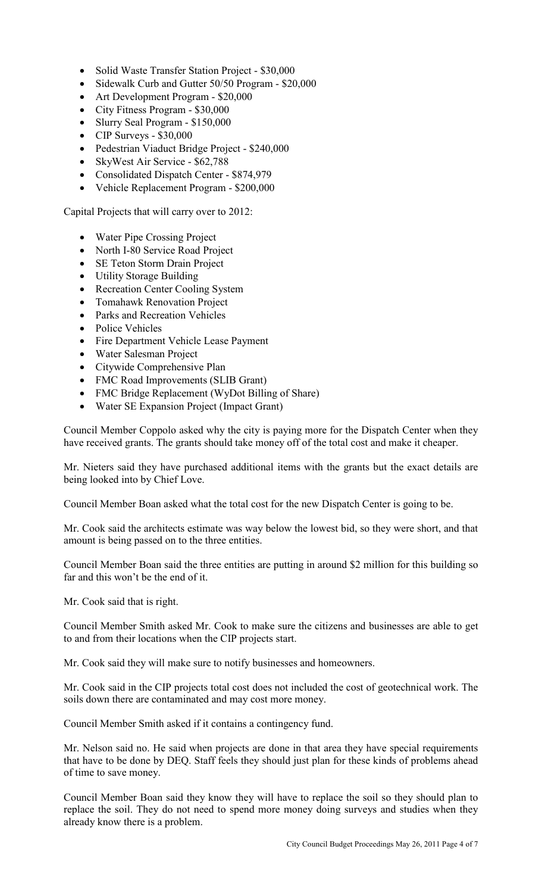- Solid Waste Transfer Station Project - $30,000
- Sidewalk Curb and Gutter 50/50 Program - $20,000
- Art Development Program - $20,000
- City Fitness Program - $30,000
- Slurry Seal Program - $150,000
- CIP Surveys - $30,000
- Pedestrian Viaduct Bridge Project - $240,000
- SkyWest Air Service - $62,788
- Consolidated Dispatch Center - $874,979
- Vehicle Replacement Program - $200,000

Capital Projects that will carry over to 2012:

- Water Pipe Crossing Project
- North I-80 Service Road Project
- SE Teton Storm Drain Project
- Utility Storage Building
- Recreation Center Cooling System
- Tomahawk Renovation Project
- Parks and Recreation Vehicles
- Police Vehicles
- Fire Department Vehicle Lease Payment
- Water Salesman Project
- Citywide Comprehensive Plan
- FMC Road Improvements (SLIB Grant)
- FMC Bridge Replacement (WyDot Billing of Share)
- Water SE Expansion Project (Impact Grant)

Council Member Coppolo asked why the city is paying more for the Dispatch Center when they have received grants. The grants should take money off of the total cost and make it cheaper.

Mr. Nieters said they have purchased additional items with the grants but the exact details are being looked into by Chief Love.

Council Member Boan asked what the total cost for the new Dispatch Center is going to be.

Mr. Cook said the architects estimate was way below the lowest bid, so they were short, and that amount is being passed on to the three entities.

Council Member Boan said the three entities are putting in around $2 million for this building so far and this won't be the end of it.

Mr. Cook said that is right.

Council Member Smith asked Mr. Cook to make sure the citizens and businesses are able to get to and from their locations when the CIP projects start.

Mr. Cook said they will make sure to notify businesses and homeowners.

Mr. Cook said in the CIP projects total cost does not included the cost of geotechnical work. The soils down there are contaminated and may cost more money.

Council Member Smith asked if it contains a contingency fund.

Mr. Nelson said no. He said when projects are done in that area they have special requirements that have to be done by DEQ. Staff feels they should just plan for these kinds of problems ahead of time to save money.

Council Member Boan said they know they will have to replace the soil so they should plan to replace the soil. They do not need to spend more money doing surveys and studies when they already know there is a problem.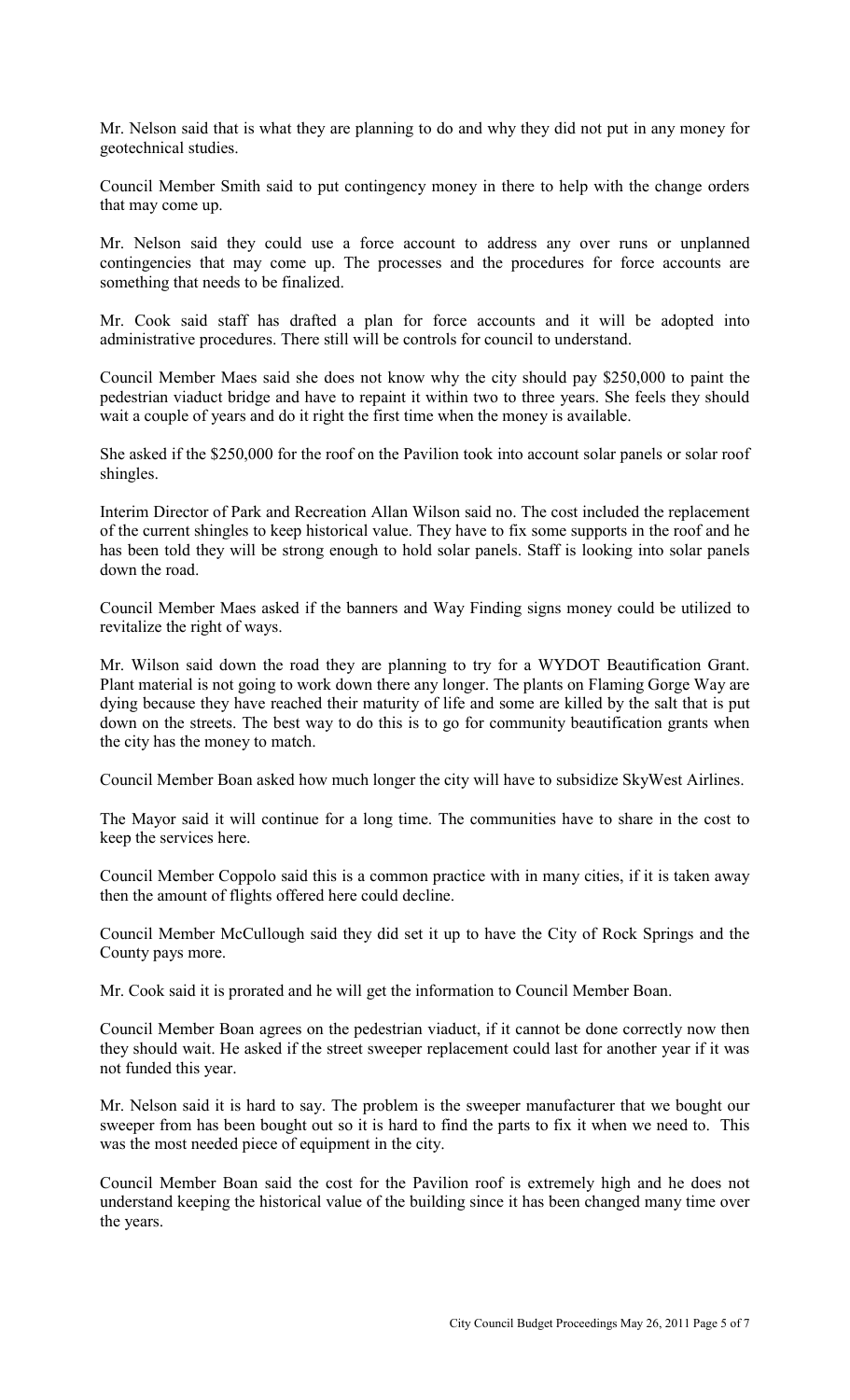Mr. Nelson said that is what they are planning to do and why they did not put in any money for geotechnical studies.

Council Member Smith said to put contingency money in there to help with the change orders that may come up.

Mr. Nelson said they could use a force account to address any over runs or unplanned contingencies that may come up. The processes and the procedures for force accounts are something that needs to be finalized.

Mr. Cook said staff has drafted a plan for force accounts and it will be adopted into administrative procedures. There still will be controls for council to understand.

Council Member Maes said she does not know why the city should pay \$250,000 to paint the pedestrian viaduct bridge and have to repaint it within two to three years. She feels they should wait a couple of years and do it right the first time when the money is available.

She asked if the \$250,000 for the roof on the Pavilion took into account solar panels or solar roof shingles.

Interim Director of Park and Recreation Allan Wilson said no. The cost included the replacement of the current shingles to keep historical value. They have to fix some supports in the roof and he has been told they will be strong enough to hold solar panels. Staff is looking into solar panels down the road.

Council Member Maes asked if the banners and Way Finding signs money could be utilized to revitalize the right of ways.

Mr. Wilson said down the road they are planning to try for a WYDOT Beautification Grant. Plant material is not going to work down there any longer. The plants on Flaming Gorge Way are dying because they have reached their maturity of life and some are killed by the salt that is put down on the streets. The best way to do this is to go for community beautification grants when the city has the money to match.

Council Member Boan asked how much longer the city will have to subsidize SkyWest Airlines.

The Mayor said it will continue for a long time. The communities have to share in the cost to keep the services here.

Council Member Coppolo said this is a common practice with in many cities, if it is taken away then the amount of flights offered here could decline.

Council Member McCullough said they did set it up to have the City of Rock Springs and the County pays more.

Mr. Cook said it is prorated and he will get the information to Council Member Boan.

Council Member Boan agrees on the pedestrian viaduct, if it cannot be done correctly now then they should wait. He asked if the street sweeper replacement could last for another year if it was not funded this year.

Mr. Nelson said it is hard to say. The problem is the sweeper manufacturer that we bought our sweeper from has been bought out so it is hard to find the parts to fix it when we need to. This was the most needed piece of equipment in the city.

Council Member Boan said the cost for the Pavilion roof is extremely high and he does not understand keeping the historical value of the building since it has been changed many time over the years.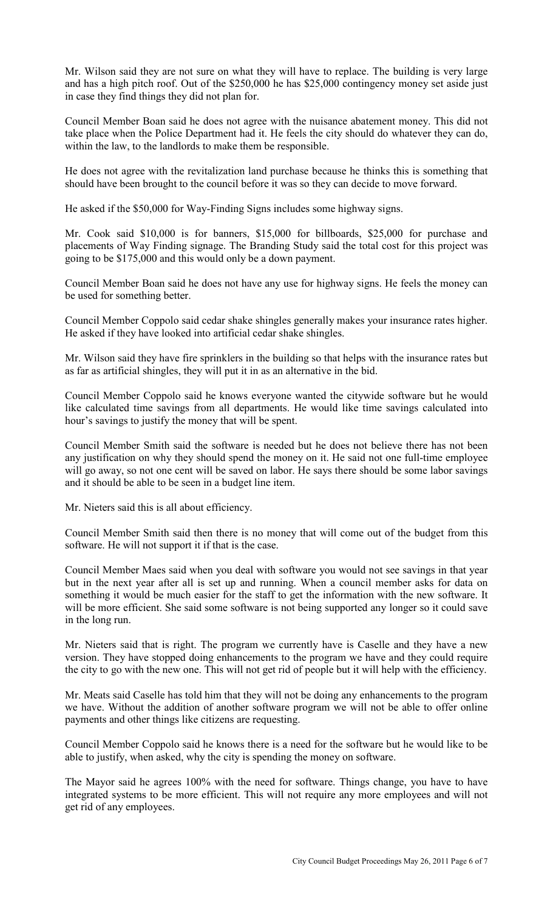Mr. Wilson said they are not sure on what they will have to replace. The building is very large and has a high pitch roof. Out of the $250,000 he has $25,000 contingency money set aside just in case they find things they did not plan for.

Council Member Boan said he does not agree with the nuisance abatement money. This did not take place when the Police Department had it. He feels the city should do whatever they can do, within the law, to the landlords to make them be responsible.

He does not agree with the revitalization land purchase because he thinks this is something that should have been brought to the council before it was so they can decide to move forward.

He asked if the $50,000 for Way-Finding Signs includes some highway signs.

Mr. Cook said $10,000 is for banners, $15,000 for billboards, $25,000 for purchase and placements of Way Finding signage. The Branding Study said the total cost for this project was going to be $175,000 and this would only be a down payment.

Council Member Boan said he does not have any use for highway signs. He feels the money can be used for something better.

Council Member Coppolo said cedar shake shingles generally makes your insurance rates higher. He asked if they have looked into artificial cedar shake shingles.

Mr. Wilson said they have fire sprinklers in the building so that helps with the insurance rates but as far as artificial shingles, they will put it in as an alternative in the bid.

Council Member Coppolo said he knows everyone wanted the citywide software but he would like calculated time savings from all departments. He would like time savings calculated into hour's savings to justify the money that will be spent.

Council Member Smith said the software is needed but he does not believe there has not been any justification on why they should spend the money on it. He said not one full-time employee will go away, so not one cent will be saved on labor. He says there should be some labor savings and it should be able to be seen in a budget line item.

Mr. Nieters said this is all about efficiency.

Council Member Smith said then there is no money that will come out of the budget from this software. He will not support it if that is the case.

Council Member Maes said when you deal with software you would not see savings in that year but in the next year after all is set up and running. When a council member asks for data on something it would be much easier for the staff to get the information with the new software. It will be more efficient. She said some software is not being supported any longer so it could save in the long run.

Mr. Nieters said that is right. The program we currently have is Caselle and they have a new version. They have stopped doing enhancements to the program we have and they could require the city to go with the new one. This will not get rid of people but it will help with the efficiency.

Mr. Meats said Caselle has told him that they will not be doing any enhancements to the program we have. Without the addition of another software program we will not be able to offer online payments and other things like citizens are requesting.

Council Member Coppolo said he knows there is a need for the software but he would like to be able to justify, when asked, why the city is spending the money on software.

The Mayor said he agrees 100% with the need for software. Things change, you have to have integrated systems to be more efficient. This will not require any more employees and will not get rid of any employees.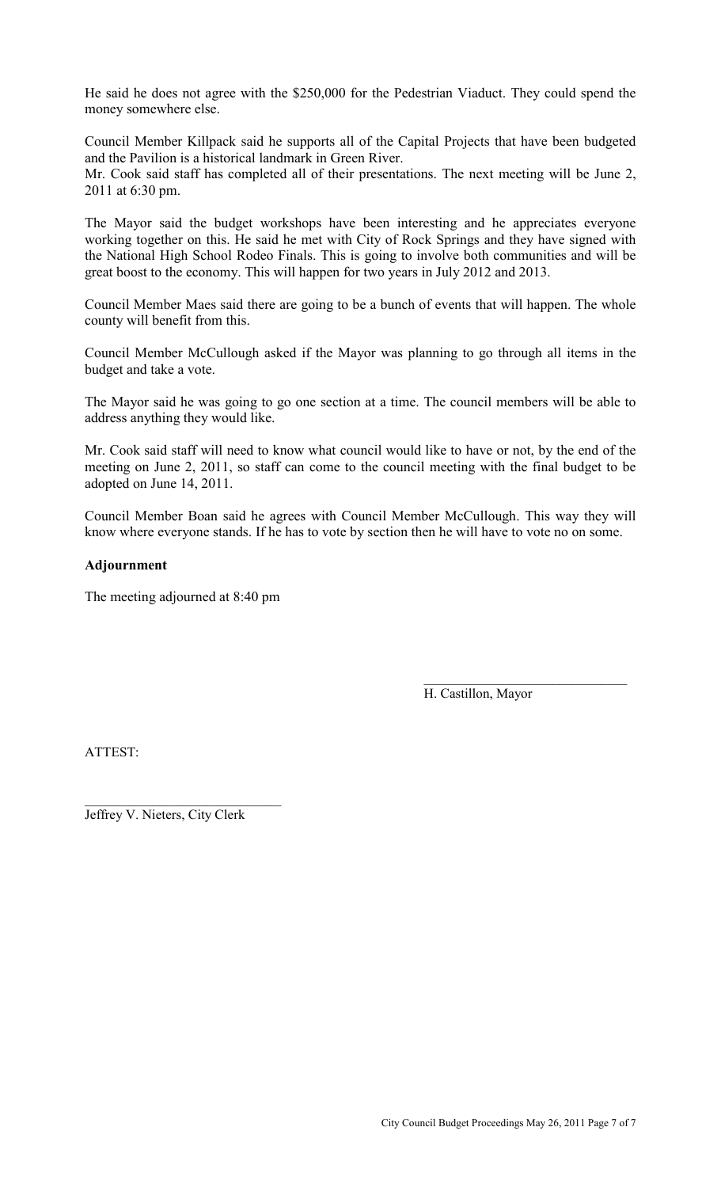He said he does not agree with the $250,000 for the Pedestrian Viaduct. They could spend the money somewhere else.

Council Member Killpack said he supports all of the Capital Projects that have been budgeted and the Pavilion is a historical landmark in Green River.

Mr. Cook said staff has completed all of their presentations. The next meeting will be June 2, 2011 at 6:30 pm.

The Mayor said the budget workshops have been interesting and he appreciates everyone working together on this. He said he met with City of Rock Springs and they have signed with the National High School Rodeo Finals. This is going to involve both communities and will be great boost to the economy. This will happen for two years in July 2012 and 2013.

Council Member Maes said there are going to be a bunch of events that will happen. The whole county will benefit from this.

Council Member McCullough asked if the Mayor was planning to go through all items in the budget and take a vote.

The Mayor said he was going to go one section at a time. The council members will be able to address anything they would like.

Mr. Cook said staff will need to know what council would like to have or not, by the end of the meeting on June 2, 2011, so staff can come to the council meeting with the final budget to be adopted on June 14, 2011.

Council Member Boan said he agrees with Council Member McCullough. This way they will know where everyone stands. If he has to vote by section then he will have to vote no on some.

**Adjournment**

The meeting adjourned at 8:40 pm

_____________________________
H. Castillon, Mayor

ATTEST:

_____________________________
Jeffrey V. Nieters, City Clerk